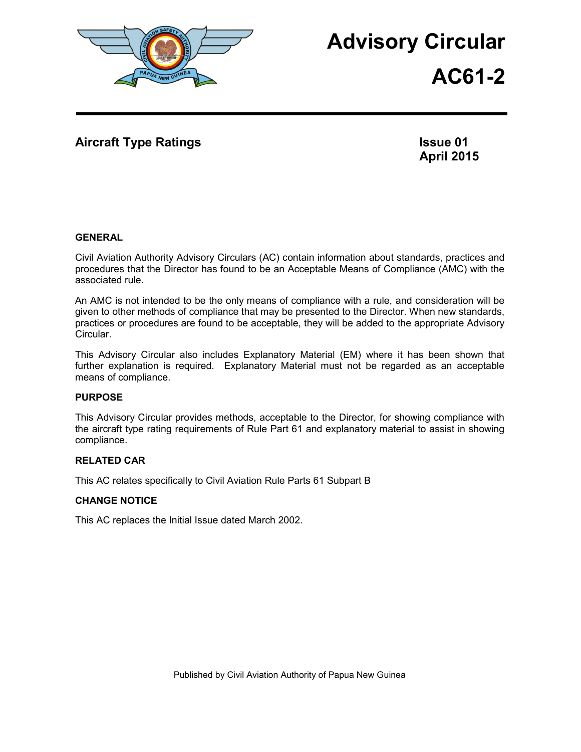# Advisory Circular

# AC61-2

## Aircraft Type Ratings

**Issue 01**
**April 2015**

### GENERAL

Civil Aviation Authority Advisory Circulars (AC) contain information about standards, practices and procedures that the Director has found to be an Acceptable Means of Compliance (AMC) with the associated rule.

An AMC is not intended to be the only means of compliance with a rule, and consideration will be given to other methods of compliance that may be presented to the Director. When new standards, practices or procedures are found to be acceptable, they will be added to the appropriate Advisory Circular.

This Advisory Circular also includes Explanatory Material (EM) where it has been shown that further explanation is required. Explanatory Material must not be regarded as an acceptable means of compliance.

### PURPOSE

This Advisory Circular provides methods, acceptable to the Director, for showing compliance with the aircraft type rating requirements of Rule Part 61 and explanatory material to assist in showing compliance.

### RELATED CAR

This AC relates specifically to Civil Aviation Rule Parts 61 Subpart B

### CHANGE NOTICE

This AC replaces the Initial Issue dated March 2002.

Published by Civil Aviation Authority of Papua New Guinea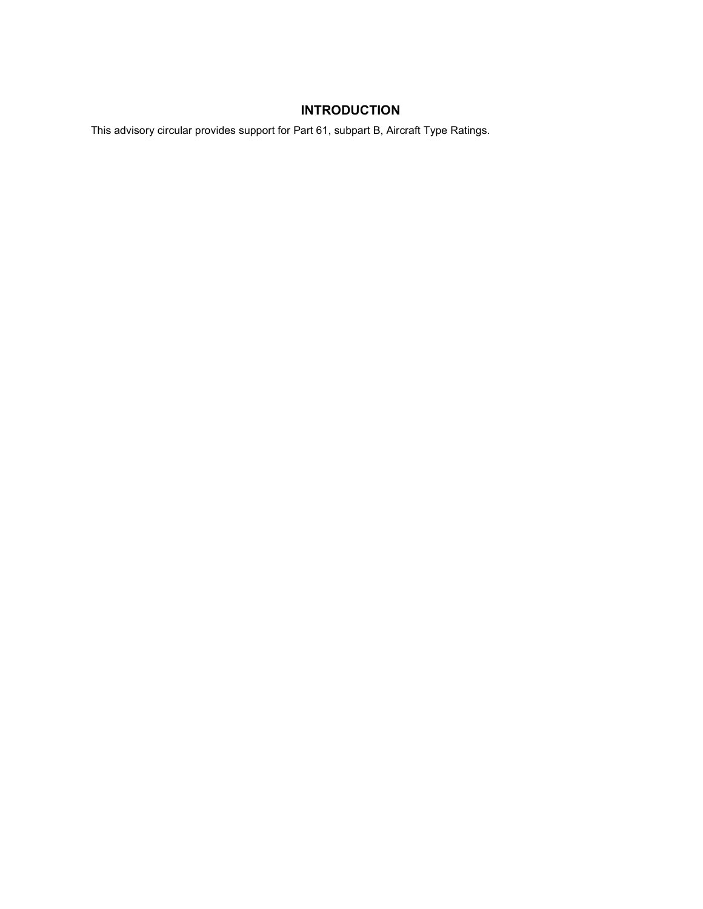## INTRODUCTION

This advisory circular provides support for Part 61, subpart B, Aircraft Type Ratings.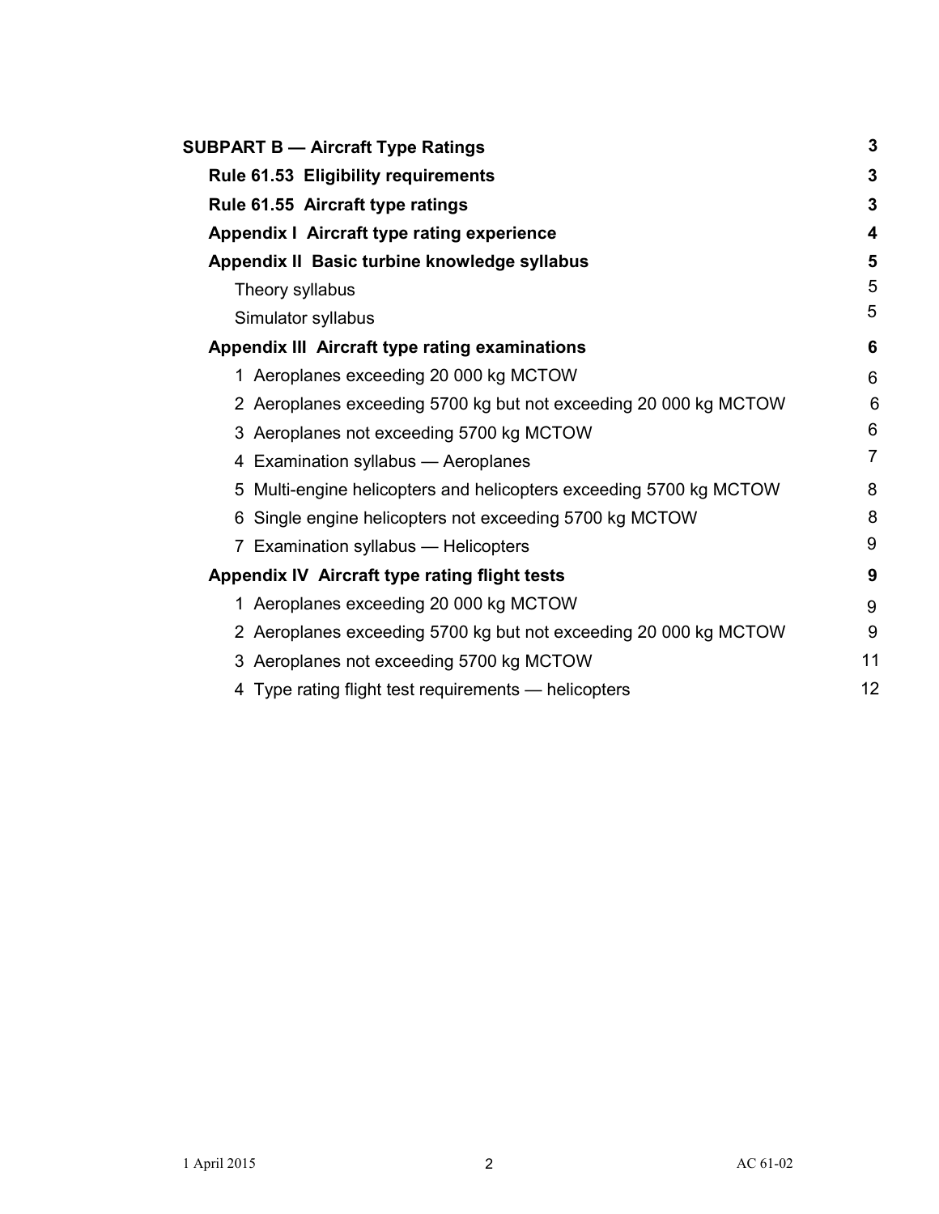| | |
|---|---|
| **SUBPART B — Aircraft Type Ratings** | **3** |
| **Rule 61.53 Eligibility requirements** | **3** |
| **Rule 61.55 Aircraft type ratings** | **3** |
| **Appendix I Aircraft type rating experience** | **4** |
| **Appendix II Basic turbine knowledge syllabus** | **5** |
| Theory syllabus | 5 |
| Simulator syllabus | 5 |
| **Appendix III Aircraft type rating examinations** | **6** |
| 1 Aeroplanes exceeding 20 000 kg MCTOW | 6 |
| 2 Aeroplanes exceeding 5700 kg but not exceeding 20 000 kg MCTOW | 6 |
| 3 Aeroplanes not exceeding 5700 kg MCTOW | 6 |
| 4 Examination syllabus — Aeroplanes | 7 |
| 5 Multi-engine helicopters and helicopters exceeding 5700 kg MCTOW | 8 |
| 6 Single engine helicopters not exceeding 5700 kg MCTOW | 8 |
| 7 Examination syllabus — Helicopters | 9 |
| **Appendix IV Aircraft type rating flight tests** | **9** |
| 1 Aeroplanes exceeding 20 000 kg MCTOW | 9 |
| 2 Aeroplanes exceeding 5700 kg but not exceeding 20 000 kg MCTOW | 9 |
| 3 Aeroplanes not exceeding 5700 kg MCTOW | 11 |
| 4 Type rating flight test requirements — helicopters | 12 |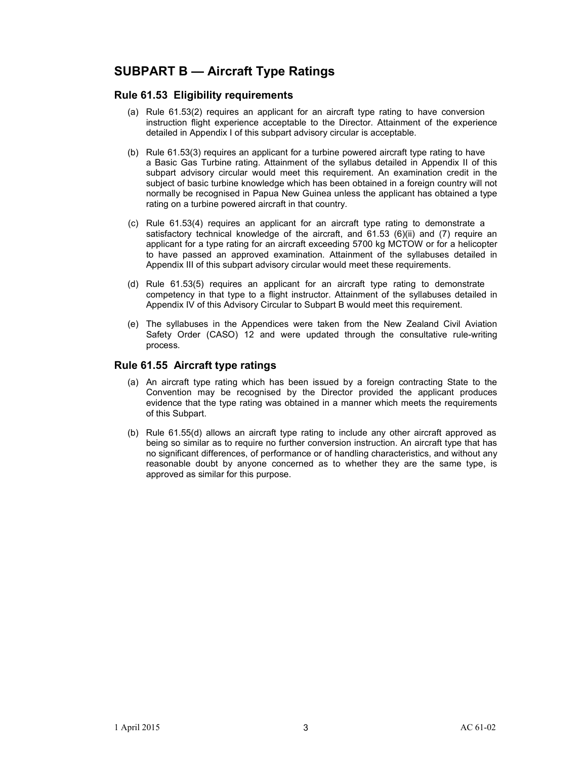## SUBPART B — Aircraft Type Ratings

### Rule 61.53 Eligibility requirements

(a) Rule 61.53(2) requires an applicant for an aircraft type rating to have conversion instruction flight experience acceptable to the Director. Attainment of the experience detailed in Appendix I of this subpart advisory circular is acceptable.

(b) Rule 61.53(3) requires an applicant for a turbine powered aircraft type rating to have a Basic Gas Turbine rating. Attainment of the syllabus detailed in Appendix II of this subpart advisory circular would meet this requirement. An examination credit in the subject of basic turbine knowledge which has been obtained in a foreign country will not normally be recognised in Papua New Guinea unless the applicant has obtained a type rating on a turbine powered aircraft in that country.

(c) Rule 61.53(4) requires an applicant for an aircraft type rating to demonstrate a satisfactory technical knowledge of the aircraft, and 61.53 (6)(ii) and (7) require an applicant for a type rating for an aircraft exceeding 5700 kg MCTOW or for a helicopter to have passed an approved examination. Attainment of the syllabuses detailed in Appendix III of this subpart advisory circular would meet these requirements.

(d) Rule 61.53(5) requires an applicant for an aircraft type rating to demonstrate competency in that type to a flight instructor. Attainment of the syllabuses detailed in Appendix IV of this Advisory Circular to Subpart B would meet this requirement.

(e) The syllabuses in the Appendices were taken from the New Zealand Civil Aviation Safety Order (CASO) 12 and were updated through the consultative rule-writing process.

### Rule 61.55 Aircraft type ratings

(a) An aircraft type rating which has been issued by a foreign contracting State to the Convention may be recognised by the Director provided the applicant produces evidence that the type rating was obtained in a manner which meets the requirements of this Subpart.

(b) Rule 61.55(d) allows an aircraft type rating to include any other aircraft approved as being so similar as to require no further conversion instruction. An aircraft type that has no significant differences, of performance or of handling characteristics, and without any reasonable doubt by anyone concerned as to whether they are the same type, is approved as similar for this purpose.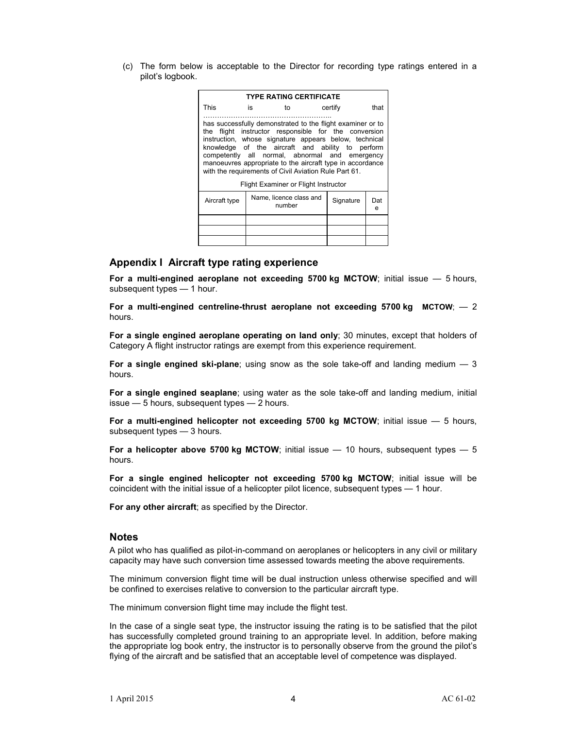(c) The form below is acceptable to the Director for recording type ratings entered in a pilot's logbook.

| **TYPE RATING CERTIFICATE** | | | |
|---|---|---|---|
| This is to certify that ……………………………………………… has successfully demonstrated to the flight examiner or to the flight instructor responsible for the conversion instruction, whose signature appears below, technical knowledge of the aircraft and ability to perform competently all normal, abnormal and emergency manoeuvres appropriate to the aircraft type in accordance with the requirements of Civil Aviation Rule Part 61. | | | |
| Flight Examiner or Flight Instructor | | | |
| Aircraft type | Name, licence class and number | Signature | Date |
| | | | |
| | | | |
| | | | |

## Appendix I Aircraft type rating experience

**For a multi-engined aeroplane not exceeding 5700 kg MCTOW**; initial issue — 5 hours, subsequent types — 1 hour.

**For a multi-engined centreline-thrust aeroplane not exceeding 5700 kg MCTOW**; — 2 hours.

**For a single engined aeroplane operating on land only**; 30 minutes, except that holders of Category A flight instructor ratings are exempt from this experience requirement.

**For a single engined ski-plane**; using snow as the sole take-off and landing medium — 3 hours.

**For a single engined seaplane**; using water as the sole take-off and landing medium, initial issue — 5 hours, subsequent types — 2 hours.

**For a multi-engined helicopter not exceeding 5700 kg MCTOW**; initial issue — 5 hours, subsequent types — 3 hours.

**For a helicopter above 5700 kg MCTOW**; initial issue — 10 hours, subsequent types — 5 hours.

**For a single engined helicopter not exceeding 5700 kg MCTOW**; initial issue will be coincident with the initial issue of a helicopter pilot licence, subsequent types — 1 hour.

**For any other aircraft**; as specified by the Director.

## Notes

A pilot who has qualified as pilot-in-command on aeroplanes or helicopters in any civil or military capacity may have such conversion time assessed towards meeting the above requirements.

The minimum conversion flight time will be dual instruction unless otherwise specified and will be confined to exercises relative to conversion to the particular aircraft type.

The minimum conversion flight time may include the flight test.

In the case of a single seat type, the instructor issuing the rating is to be satisfied that the pilot has successfully completed ground training to an appropriate level. In addition, before making the appropriate log book entry, the instructor is to personally observe from the ground the pilot's flying of the aircraft and be satisfied that an acceptable level of competence was displayed.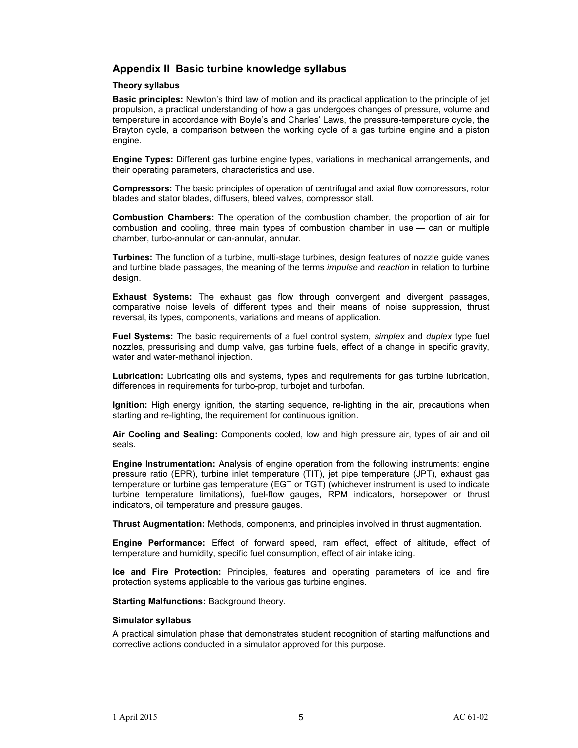## Appendix II Basic turbine knowledge syllabus

### Theory syllabus

**Basic principles:** Newton's third law of motion and its practical application to the principle of jet propulsion, a practical understanding of how a gas undergoes changes of pressure, volume and temperature in accordance with Boyle's and Charles' Laws, the pressure-temperature cycle, the Brayton cycle, a comparison between the working cycle of a gas turbine engine and a piston engine.

**Engine Types:** Different gas turbine engine types, variations in mechanical arrangements, and their operating parameters, characteristics and use.

**Compressors:** The basic principles of operation of centrifugal and axial flow compressors, rotor blades and stator blades, diffusers, bleed valves, compressor stall.

**Combustion Chambers:** The operation of the combustion chamber, the proportion of air for combustion and cooling, three main types of combustion chamber in use — can or multiple chamber, turbo-annular or can-annular, annular.

**Turbines:** The function of a turbine, multi-stage turbines, design features of nozzle guide vanes and turbine blade passages, the meaning of the terms *impulse* and *reaction* in relation to turbine design.

**Exhaust Systems:** The exhaust gas flow through convergent and divergent passages, comparative noise levels of different types and their means of noise suppression, thrust reversal, its types, components, variations and means of application.

**Fuel Systems:** The basic requirements of a fuel control system, *simplex* and *duplex* type fuel nozzles, pressurising and dump valve, gas turbine fuels, effect of a change in specific gravity, water and water-methanol injection.

**Lubrication:** Lubricating oils and systems, types and requirements for gas turbine lubrication, differences in requirements for turbo-prop, turbojet and turbofan.

**Ignition:** High energy ignition, the starting sequence, re-lighting in the air, precautions when starting and re-lighting, the requirement for continuous ignition.

**Air Cooling and Sealing:** Components cooled, low and high pressure air, types of air and oil seals.

**Engine Instrumentation:** Analysis of engine operation from the following instruments: engine pressure ratio (EPR), turbine inlet temperature (TIT), jet pipe temperature (JPT), exhaust gas temperature or turbine gas temperature (EGT or TGT) (whichever instrument is used to indicate turbine temperature limitations), fuel-flow gauges, RPM indicators, horsepower or thrust indicators, oil temperature and pressure gauges.

**Thrust Augmentation:** Methods, components, and principles involved in thrust augmentation.

**Engine Performance:** Effect of forward speed, ram effect, effect of altitude, effect of temperature and humidity, specific fuel consumption, effect of air intake icing.

**Ice and Fire Protection:** Principles, features and operating parameters of ice and fire protection systems applicable to the various gas turbine engines.

**Starting Malfunctions:** Background theory.

### Simulator syllabus

A practical simulation phase that demonstrates student recognition of starting malfunctions and corrective actions conducted in a simulator approved for this purpose.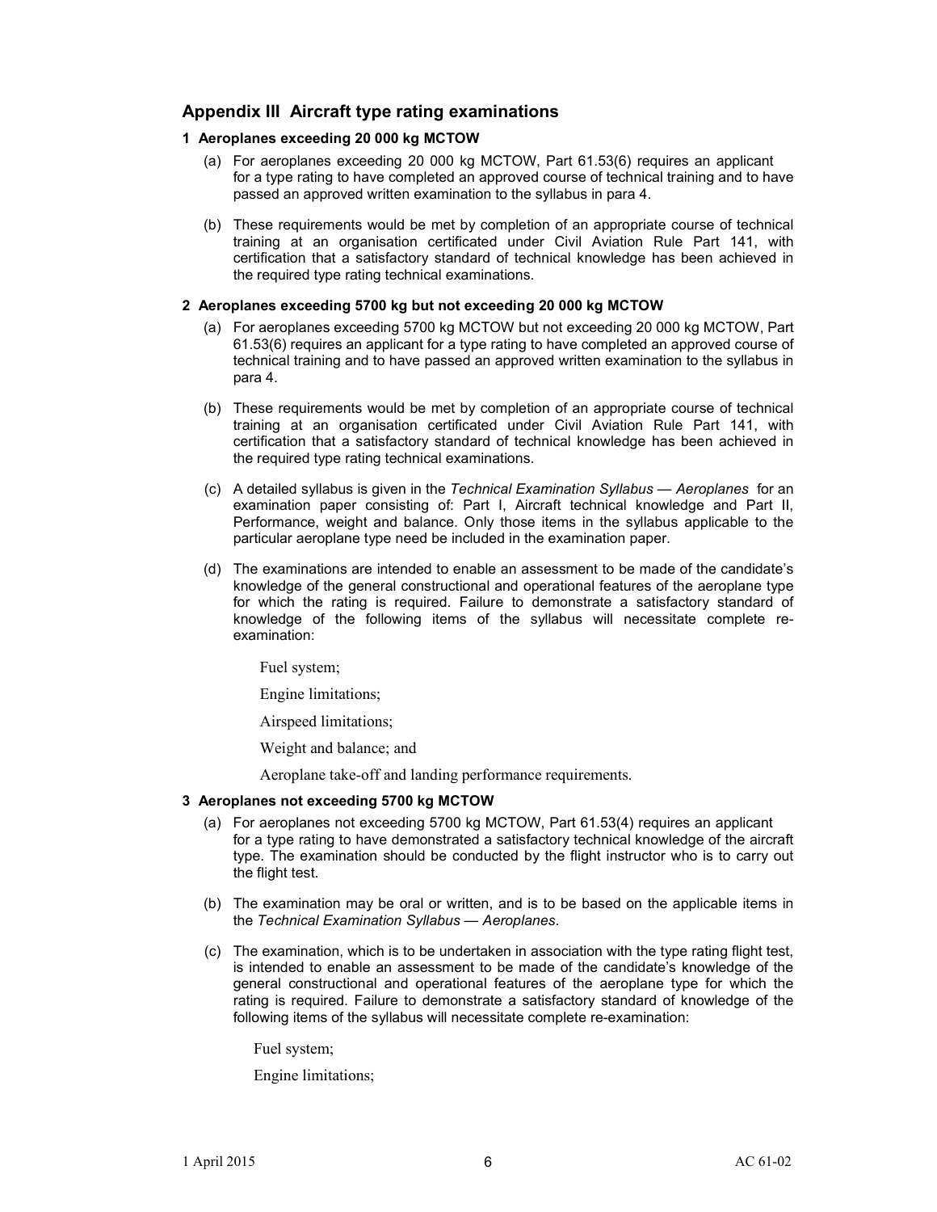## Appendix III Aircraft type rating examinations

### 1 Aeroplanes exceeding 20 000 kg MCTOW

(a) For aeroplanes exceeding 20 000 kg MCTOW, Part 61.53(6) requires an applicant for a type rating to have completed an approved course of technical training and to have passed an approved written examination to the syllabus in para 4.

(b) These requirements would be met by completion of an appropriate course of technical training at an organisation certificated under Civil Aviation Rule Part 141, with certification that a satisfactory standard of technical knowledge has been achieved in the required type rating technical examinations.

### 2 Aeroplanes exceeding 5700 kg but not exceeding 20 000 kg MCTOW

(a) For aeroplanes exceeding 5700 kg MCTOW but not exceeding 20 000 kg MCTOW, Part 61.53(6) requires an applicant for a type rating to have completed an approved course of technical training and to have passed an approved written examination to the syllabus in para 4.

(b) These requirements would be met by completion of an appropriate course of technical training at an organisation certificated under Civil Aviation Rule Part 141, with certification that a satisfactory standard of technical knowledge has been achieved in the required type rating technical examinations.

(c) A detailed syllabus is given in the *Technical Examination Syllabus — Aeroplanes* for an examination paper consisting of: Part I, Aircraft technical knowledge and Part II, Performance, weight and balance. Only those items in the syllabus applicable to the particular aeroplane type need be included in the examination paper.

(d) The examinations are intended to enable an assessment to be made of the candidate's knowledge of the general constructional and operational features of the aeroplane type for which the rating is required. Failure to demonstrate a satisfactory standard of knowledge of the following items of the syllabus will necessitate complete re-examination:

Fuel system;

Engine limitations;

Airspeed limitations;

Weight and balance; and

Aeroplane take-off and landing performance requirements.

### 3 Aeroplanes not exceeding 5700 kg MCTOW

(a) For aeroplanes not exceeding 5700 kg MCTOW, Part 61.53(4) requires an applicant for a type rating to have demonstrated a satisfactory technical knowledge of the aircraft type. The examination should be conducted by the flight instructor who is to carry out the flight test.

(b) The examination may be oral or written, and is to be based on the applicable items in the *Technical Examination Syllabus — Aeroplanes*.

(c) The examination, which is to be undertaken in association with the type rating flight test, is intended to enable an assessment to be made of the candidate's knowledge of the general constructional and operational features of the aeroplane type for which the rating is required. Failure to demonstrate a satisfactory standard of knowledge of the following items of the syllabus will necessitate complete re-examination:

Fuel system;

Engine limitations;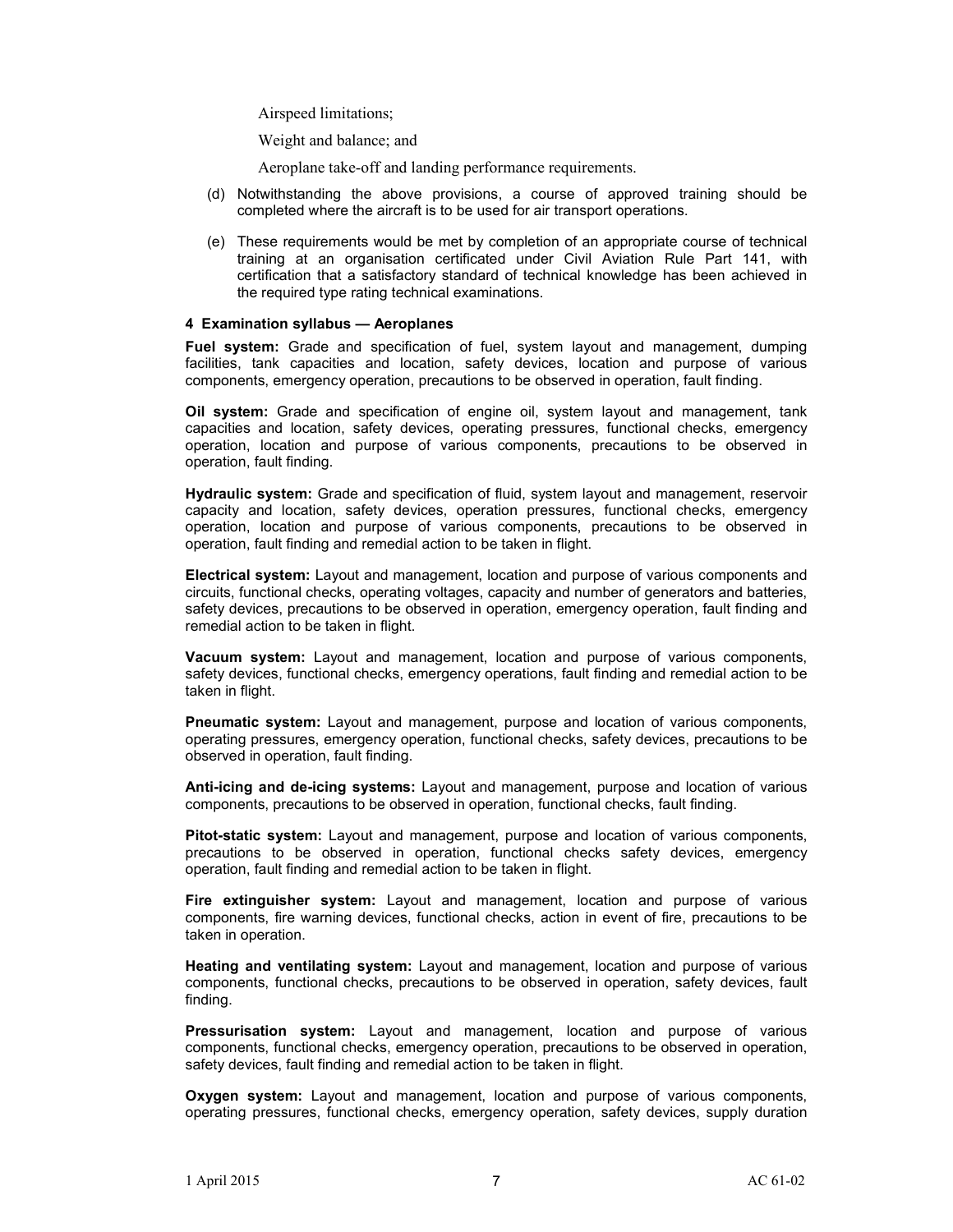Airspeed limitations;

Weight and balance; and

Aeroplane take-off and landing performance requirements.

(d) Notwithstanding the above provisions, a course of approved training should be completed where the aircraft is to be used for air transport operations.

(e) These requirements would be met by completion of an appropriate course of technical training at an organisation certificated under Civil Aviation Rule Part 141, with certification that a satisfactory standard of technical knowledge has been achieved in the required type rating technical examinations.

#### 4 Examination syllabus — Aeroplanes

**Fuel system:** Grade and specification of fuel, system layout and management, dumping facilities, tank capacities and location, safety devices, location and purpose of various components, emergency operation, precautions to be observed in operation, fault finding.

**Oil system:** Grade and specification of engine oil, system layout and management, tank capacities and location, safety devices, operating pressures, functional checks, emergency operation, location and purpose of various components, precautions to be observed in operation, fault finding.

**Hydraulic system:** Grade and specification of fluid, system layout and management, reservoir capacity and location, safety devices, operation pressures, functional checks, emergency operation, location and purpose of various components, precautions to be observed in operation, fault finding and remedial action to be taken in flight.

**Electrical system:** Layout and management, location and purpose of various components and circuits, functional checks, operating voltages, capacity and number of generators and batteries, safety devices, precautions to be observed in operation, emergency operation, fault finding and remedial action to be taken in flight.

**Vacuum system:** Layout and management, location and purpose of various components, safety devices, functional checks, emergency operations, fault finding and remedial action to be taken in flight.

**Pneumatic system:** Layout and management, purpose and location of various components, operating pressures, emergency operation, functional checks, safety devices, precautions to be observed in operation, fault finding.

**Anti-icing and de-icing systems:** Layout and management, purpose and location of various components, precautions to be observed in operation, functional checks, fault finding.

**Pitot-static system:** Layout and management, purpose and location of various components, precautions to be observed in operation, functional checks safety devices, emergency operation, fault finding and remedial action to be taken in flight.

**Fire extinguisher system:** Layout and management, location and purpose of various components, fire warning devices, functional checks, action in event of fire, precautions to be taken in operation.

**Heating and ventilating system:** Layout and management, location and purpose of various components, functional checks, precautions to be observed in operation, safety devices, fault finding.

**Pressurisation system:** Layout and management, location and purpose of various components, functional checks, emergency operation, precautions to be observed in operation, safety devices, fault finding and remedial action to be taken in flight.

**Oxygen system:** Layout and management, location and purpose of various components, operating pressures, functional checks, emergency operation, safety devices, supply duration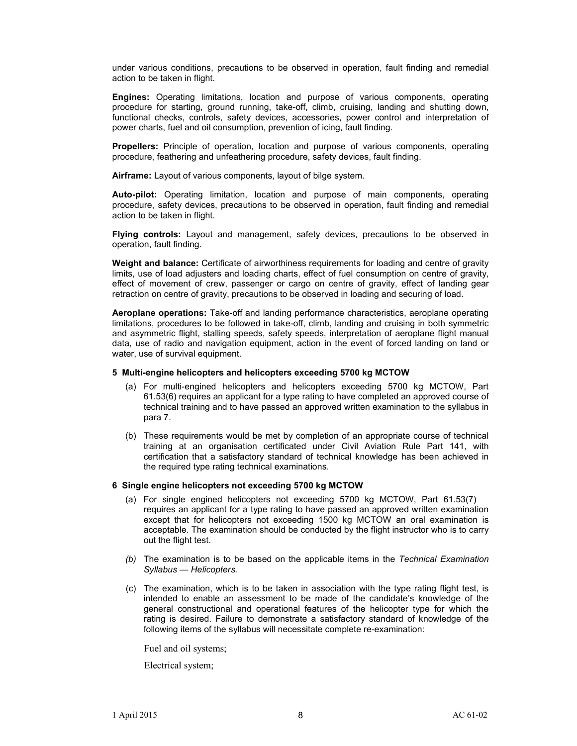under various conditions, precautions to be observed in operation, fault finding and remedial action to be taken in flight.

**Engines:** Operating limitations, location and purpose of various components, operating procedure for starting, ground running, take-off, climb, cruising, landing and shutting down, functional checks, controls, safety devices, accessories, power control and interpretation of power charts, fuel and oil consumption, prevention of icing, fault finding.

**Propellers:** Principle of operation, location and purpose of various components, operating procedure, feathering and unfeathering procedure, safety devices, fault finding.

**Airframe:** Layout of various components, layout of bilge system.

**Auto-pilot:** Operating limitation, location and purpose of main components, operating procedure, safety devices, precautions to be observed in operation, fault finding and remedial action to be taken in flight.

**Flying controls:** Layout and management, safety devices, precautions to be observed in operation, fault finding.

**Weight and balance:** Certificate of airworthiness requirements for loading and centre of gravity limits, use of load adjusters and loading charts, effect of fuel consumption on centre of gravity, effect of movement of crew, passenger or cargo on centre of gravity, effect of landing gear retraction on centre of gravity, precautions to be observed in loading and securing of load.

**Aeroplane operations:** Take-off and landing performance characteristics, aeroplane operating limitations, procedures to be followed in take-off, climb, landing and cruising in both symmetric and asymmetric flight, stalling speeds, safety speeds, interpretation of aeroplane flight manual data, use of radio and navigation equipment, action in the event of forced landing on land or water, use of survival equipment.

### 5 Multi-engine helicopters and helicopters exceeding 5700 kg MCTOW

(a) For multi-engined helicopters and helicopters exceeding 5700 kg MCTOW, Part 61.53(6) requires an applicant for a type rating to have completed an approved course of technical training and to have passed an approved written examination to the syllabus in para 7.

(b) These requirements would be met by completion of an appropriate course of technical training at an organisation certificated under Civil Aviation Rule Part 141, with certification that a satisfactory standard of technical knowledge has been achieved in the required type rating technical examinations.

### 6 Single engine helicopters not exceeding 5700 kg MCTOW

(a) For single engined helicopters not exceeding 5700 kg MCTOW, Part 61.53(7) requires an applicant for a type rating to have passed an approved written examination except that for helicopters not exceeding 1500 kg MCTOW an oral examination is acceptable. The examination should be conducted by the flight instructor who is to carry out the flight test.

*(b)* The examination is to be based on the applicable items in the *Technical Examination Syllabus — Helicopters.*

(c) The examination, which is to be taken in association with the type rating flight test, is intended to enable an assessment to be made of the candidate's knowledge of the general constructional and operational features of the helicopter type for which the rating is desired. Failure to demonstrate a satisfactory standard of knowledge of the following items of the syllabus will necessitate complete re-examination:

Fuel and oil systems;

Electrical system;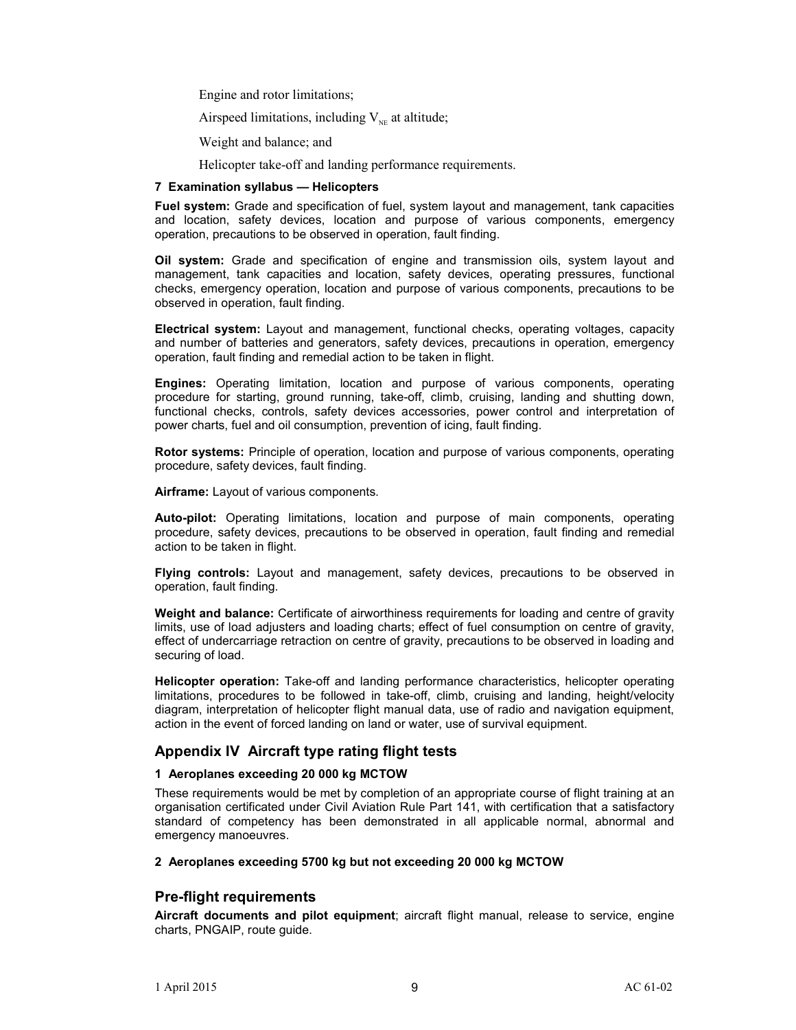Engine and rotor limitations;

Airspeed limitations, including $V_{NE}$ at altitude;

Weight and balance; and

Helicopter take-off and landing performance requirements.

#### 7 Examination syllabus — Helicopters

**Fuel system:** Grade and specification of fuel, system layout and management, tank capacities and location, safety devices, location and purpose of various components, emergency operation, precautions to be observed in operation, fault finding.

**Oil system:** Grade and specification of engine and transmission oils, system layout and management, tank capacities and location, safety devices, operating pressures, functional checks, emergency operation, location and purpose of various components, precautions to be observed in operation, fault finding.

**Electrical system:** Layout and management, functional checks, operating voltages, capacity and number of batteries and generators, safety devices, precautions in operation, emergency operation, fault finding and remedial action to be taken in flight.

**Engines:** Operating limitation, location and purpose of various components, operating procedure for starting, ground running, take-off, climb, cruising, landing and shutting down, functional checks, controls, safety devices accessories, power control and interpretation of power charts, fuel and oil consumption, prevention of icing, fault finding.

**Rotor systems:** Principle of operation, location and purpose of various components, operating procedure, safety devices, fault finding.

**Airframe:** Layout of various components.

**Auto-pilot:** Operating limitations, location and purpose of main components, operating procedure, safety devices, precautions to be observed in operation, fault finding and remedial action to be taken in flight.

**Flying controls:** Layout and management, safety devices, precautions to be observed in operation, fault finding.

**Weight and balance:** Certificate of airworthiness requirements for loading and centre of gravity limits, use of load adjusters and loading charts; effect of fuel consumption on centre of gravity, effect of undercarriage retraction on centre of gravity, precautions to be observed in loading and securing of load.

**Helicopter operation:** Take-off and landing performance characteristics, helicopter operating limitations, procedures to be followed in take-off, climb, cruising and landing, height/velocity diagram, interpretation of helicopter flight manual data, use of radio and navigation equipment, action in the event of forced landing on land or water, use of survival equipment.

## Appendix IV Aircraft type rating flight tests

#### 1 Aeroplanes exceeding 20 000 kg MCTOW

These requirements would be met by completion of an appropriate course of flight training at an organisation certificated under Civil Aviation Rule Part 141, with certification that a satisfactory standard of competency has been demonstrated in all applicable normal, abnormal and emergency manoeuvres.

#### 2 Aeroplanes exceeding 5700 kg but not exceeding 20 000 kg MCTOW

### Pre-flight requirements

**Aircraft documents and pilot equipment**; aircraft flight manual, release to service, engine charts, PNGAIP, route guide.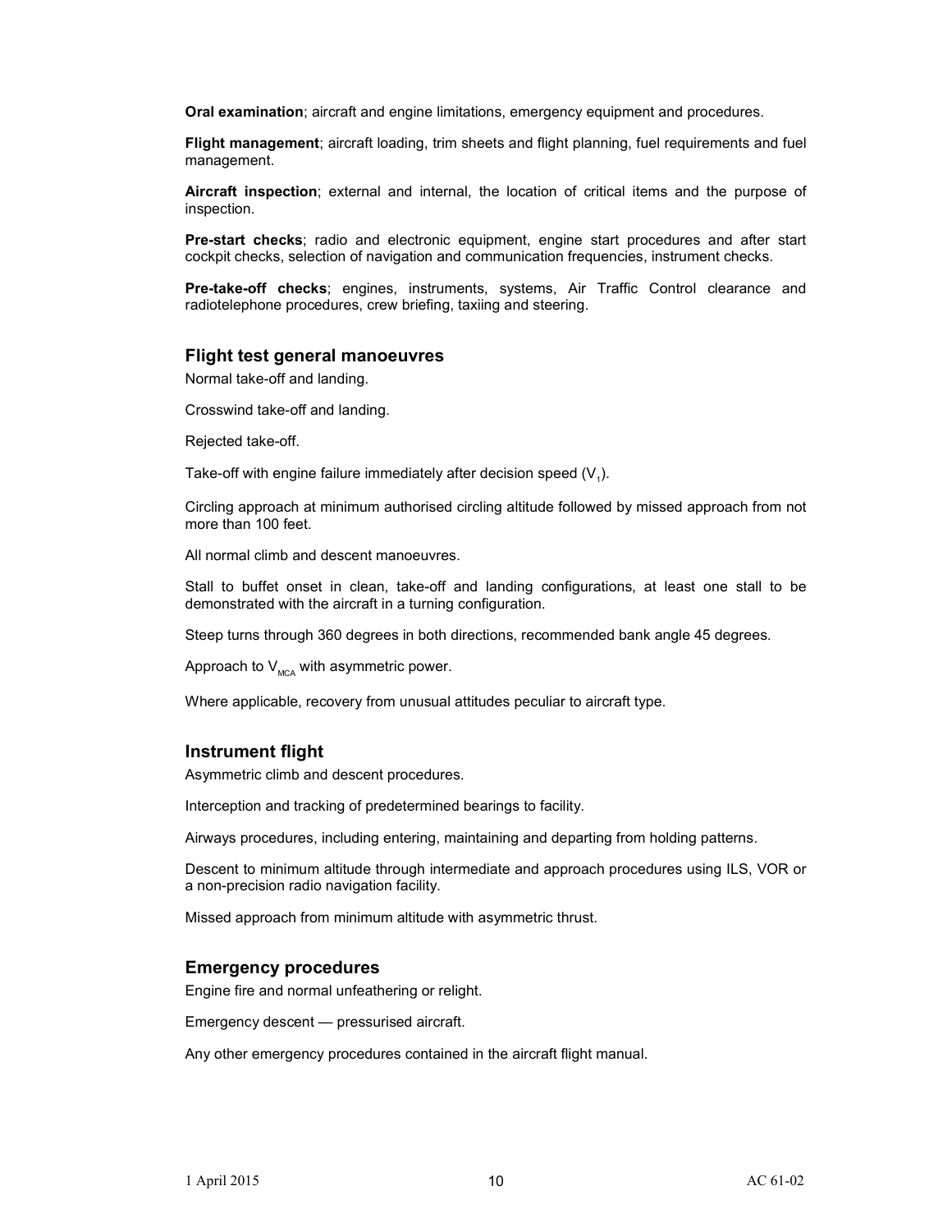**Oral examination**; aircraft and engine limitations, emergency equipment and procedures.

**Flight management**; aircraft loading, trim sheets and flight planning, fuel requirements and fuel management.

**Aircraft inspection**; external and internal, the location of critical items and the purpose of inspection.

**Pre-start checks**; radio and electronic equipment, engine start procedures and after start cockpit checks, selection of navigation and communication frequencies, instrument checks.

**Pre-take-off checks**; engines, instruments, systems, Air Traffic Control clearance and radiotelephone procedures, crew briefing, taxiing and steering.

## Flight test general manoeuvres

Normal take-off and landing.

Crosswind take-off and landing.

Rejected take-off.

Take-off with engine failure immediately after decision speed ($V_1$).

Circling approach at minimum authorised circling altitude followed by missed approach from not more than 100 feet.

All normal climb and descent manoeuvres.

Stall to buffet onset in clean, take-off and landing configurations, at least one stall to be demonstrated with the aircraft in a turning configuration.

Steep turns through 360 degrees in both directions, recommended bank angle 45 degrees.

Approach to $V_{MCA}$ with asymmetric power.

Where applicable, recovery from unusual attitudes peculiar to aircraft type.

## Instrument flight

Asymmetric climb and descent procedures.

Interception and tracking of predetermined bearings to facility.

Airways procedures, including entering, maintaining and departing from holding patterns.

Descent to minimum altitude through intermediate and approach procedures using ILS, VOR or a non-precision radio navigation facility.

Missed approach from minimum altitude with asymmetric thrust.

## Emergency procedures

Engine fire and normal unfeathering or relight.

Emergency descent — pressurised aircraft.

Any other emergency procedures contained in the aircraft flight manual.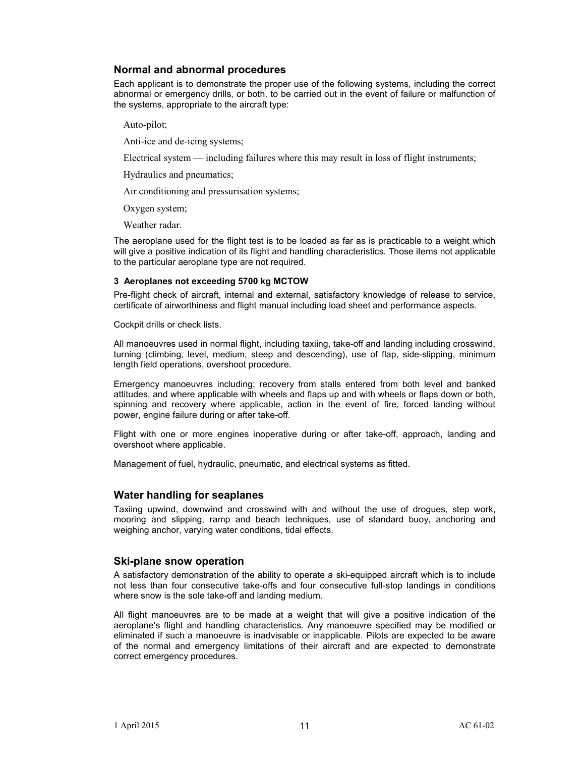## Normal and abnormal procedures

Each applicant is to demonstrate the proper use of the following systems, including the correct abnormal or emergency drills, or both, to be carried out in the event of failure or malfunction of the systems, appropriate to the aircraft type:

Auto-pilot;

Anti-ice and de-icing systems;

Electrical system — including failures where this may result in loss of flight instruments;

Hydraulics and pneumatics;

Air conditioning and pressurisation systems;

Oxygen system;

Weather radar.

The aeroplane used for the flight test is to be loaded as far as is practicable to a weight which will give a positive indication of its flight and handling characteristics. Those items not applicable to the particular aeroplane type are not required.

#### 3 Aeroplanes not exceeding 5700 kg MCTOW

Pre-flight check of aircraft, internal and external, satisfactory knowledge of release to service, certificate of airworthiness and flight manual including load sheet and performance aspects.

Cockpit drills or check lists.

All manoeuvres used in normal flight, including taxiing, take-off and landing including crosswind, turning (climbing, level, medium, steep and descending), use of flap, side-slipping, minimum length field operations, overshoot procedure.

Emergency manoeuvres including; recovery from stalls entered from both level and banked attitudes, and where applicable with wheels and flaps up and with wheels or flaps down or both, spinning and recovery where applicable, action in the event of fire, forced landing without power, engine failure during or after take-off.

Flight with one or more engines inoperative during or after take-off, approach, landing and overshoot where applicable.

Management of fuel, hydraulic, pneumatic, and electrical systems as fitted.

## Water handling for seaplanes

Taxiing upwind, downwind and crosswind with and without the use of drogues, step work, mooring and slipping, ramp and beach techniques, use of standard buoy, anchoring and weighing anchor, varying water conditions, tidal effects.

## Ski-plane snow operation

A satisfactory demonstration of the ability to operate a ski-equipped aircraft which is to include not less than four consecutive take-offs and four consecutive full-stop landings in conditions where snow is the sole take-off and landing medium.

All flight manoeuvres are to be made at a weight that will give a positive indication of the aeroplane's flight and handling characteristics. Any manoeuvre specified may be modified or eliminated if such a manoeuvre is inadvisable or inapplicable. Pilots are expected to be aware of the normal and emergency limitations of their aircraft and are expected to demonstrate correct emergency procedures.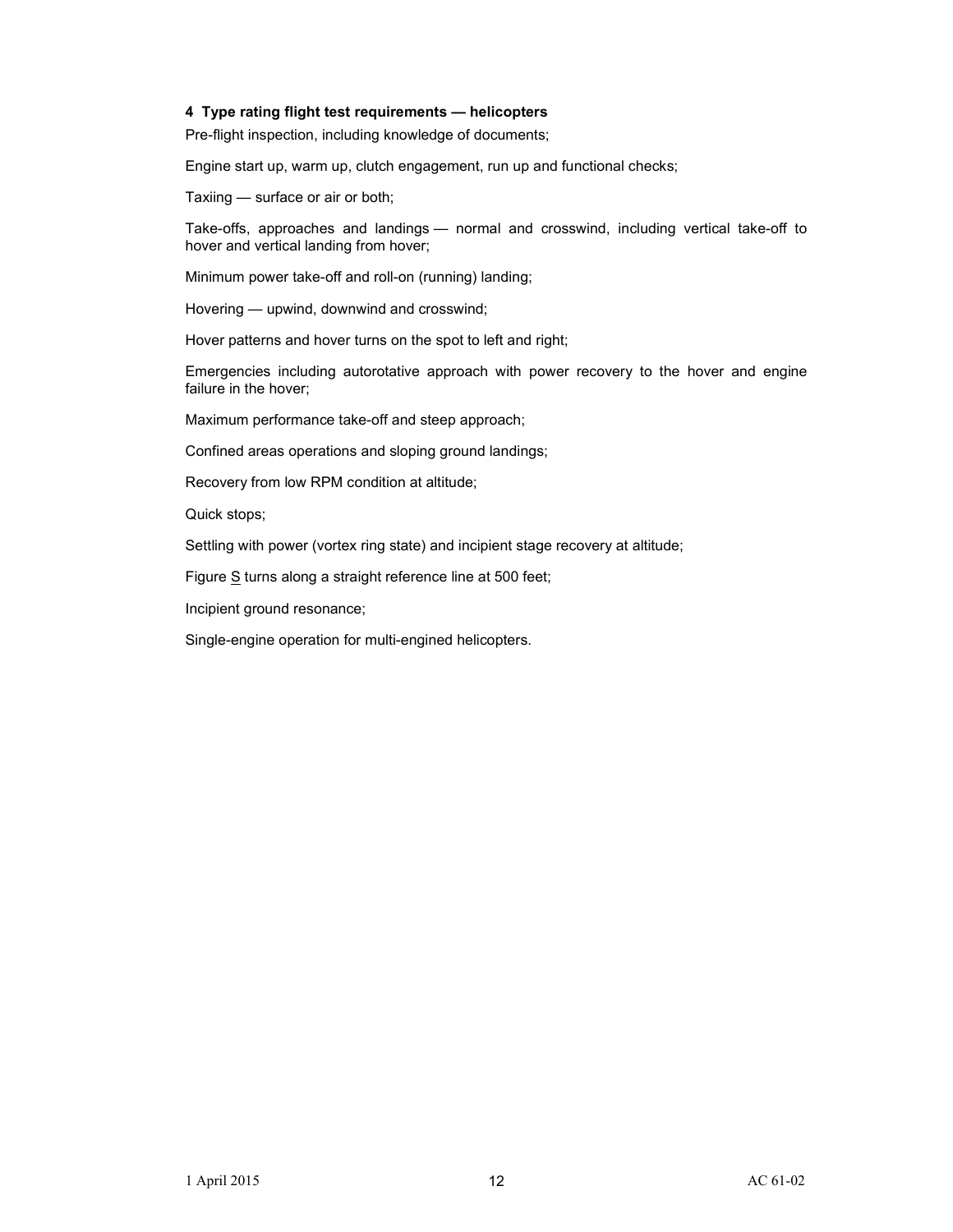#### 4 Type rating flight test requirements — helicopters

Pre-flight inspection, including knowledge of documents;

Engine start up, warm up, clutch engagement, run up and functional checks;

Taxiing — surface or air or both;

Take-offs, approaches and landings — normal and crosswind, including vertical take-off to hover and vertical landing from hover;

Minimum power take-off and roll-on (running) landing;

Hovering — upwind, downwind and crosswind;

Hover patterns and hover turns on the spot to left and right;

Emergencies including autorotative approach with power recovery to the hover and engine failure in the hover;

Maximum performance take-off and steep approach;

Confined areas operations and sloping ground landings;

Recovery from low RPM condition at altitude;

Quick stops;

Settling with power (vortex ring state) and incipient stage recovery at altitude;

Figure S turns along a straight reference line at 500 feet;

Incipient ground resonance;

Single-engine operation for multi-engined helicopters.